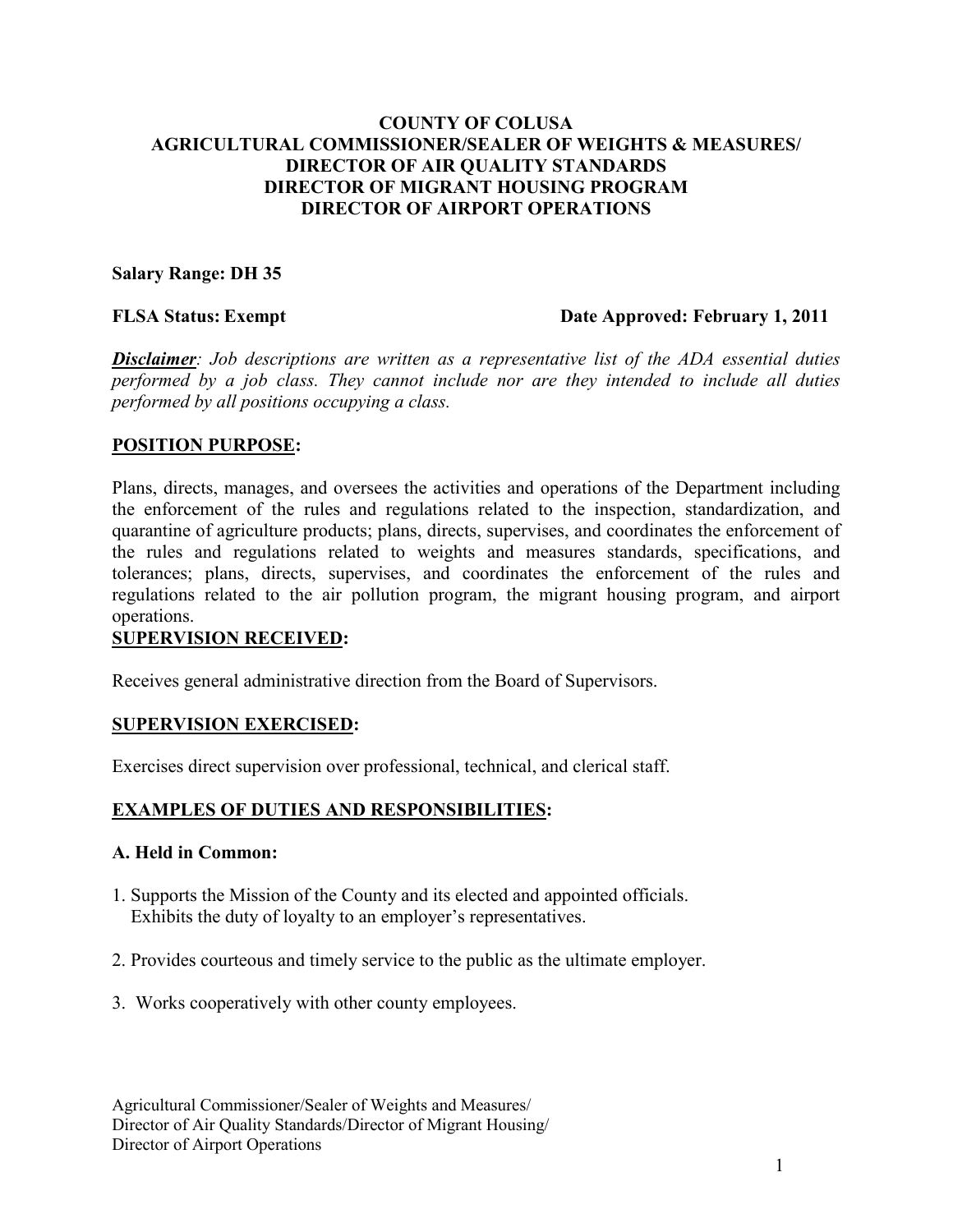# COUNTY OF COLUSA
# AGRICULTURAL COMMISSIONER/SEALER OF WEIGHTS & MEASURES/ DIRECTOR OF AIR QUALITY STANDARDS DIRECTOR OF MIGRANT HOUSING PROGRAM DIRECTOR OF AIRPORT OPERATIONS

**Salary Range: DH 35**

**FLSA Status: Exempt** **Date Approved: February 1, 2011**

***Disclaimer****: Job descriptions are written as a representative list of the ADA essential duties performed by a job class. They cannot include nor are they intended to include all duties performed by all positions occupying a class.*

## POSITION PURPOSE:

Plans, directs, manages, and oversees the activities and operations of the Department including the enforcement of the rules and regulations related to the inspection, standardization, and quarantine of agriculture products; plans, directs, supervises, and coordinates the enforcement of the rules and regulations related to weights and measures standards, specifications, and tolerances; plans, directs, supervises, and coordinates the enforcement of the rules and regulations related to the air pollution program, the migrant housing program, and airport operations.

## SUPERVISION RECEIVED:

Receives general administrative direction from the Board of Supervisors.

## SUPERVISION EXERCISED:

Exercises direct supervision over professional, technical, and clerical staff.

## EXAMPLES OF DUTIES AND RESPONSIBILITIES:

### A. Held in Common:

1. Supports the Mission of the County and its elected and appointed officials. Exhibits the duty of loyalty to an employer's representatives.

2. Provides courteous and timely service to the public as the ultimate employer.

3. Works cooperatively with other county employees.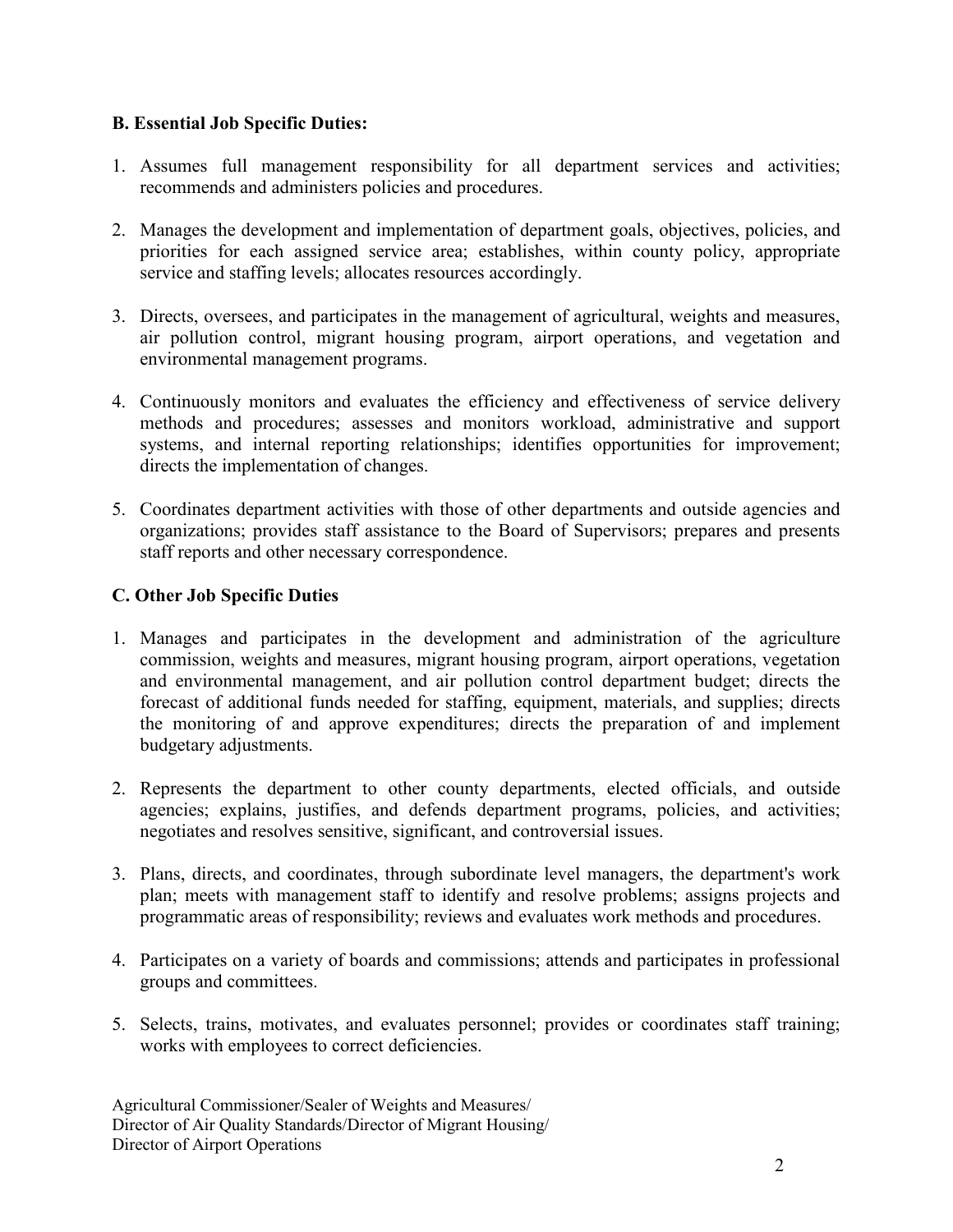**B. Essential Job Specific Duties:**

1. Assumes full management responsibility for all department services and activities; recommends and administers policies and procedures.

2. Manages the development and implementation of department goals, objectives, policies, and priorities for each assigned service area; establishes, within county policy, appropriate service and staffing levels; allocates resources accordingly.

3. Directs, oversees, and participates in the management of agricultural, weights and measures, air pollution control, migrant housing program, airport operations, and vegetation and environmental management programs.

4. Continuously monitors and evaluates the efficiency and effectiveness of service delivery methods and procedures; assesses and monitors workload, administrative and support systems, and internal reporting relationships; identifies opportunities for improvement; directs the implementation of changes.

5. Coordinates department activities with those of other departments and outside agencies and organizations; provides staff assistance to the Board of Supervisors; prepares and presents staff reports and other necessary correspondence.

**C. Other Job Specific Duties**

1. Manages and participates in the development and administration of the agriculture commission, weights and measures, migrant housing program, airport operations, vegetation and environmental management, and air pollution control department budget; directs the forecast of additional funds needed for staffing, equipment, materials, and supplies; directs the monitoring of and approve expenditures; directs the preparation of and implement budgetary adjustments.

2. Represents the department to other county departments, elected officials, and outside agencies; explains, justifies, and defends department programs, policies, and activities; negotiates and resolves sensitive, significant, and controversial issues.

3. Plans, directs, and coordinates, through subordinate level managers, the department's work plan; meets with management staff to identify and resolve problems; assigns projects and programmatic areas of responsibility; reviews and evaluates work methods and procedures.

4. Participates on a variety of boards and commissions; attends and participates in professional groups and committees.

5. Selects, trains, motivates, and evaluates personnel; provides or coordinates staff training; works with employees to correct deficiencies.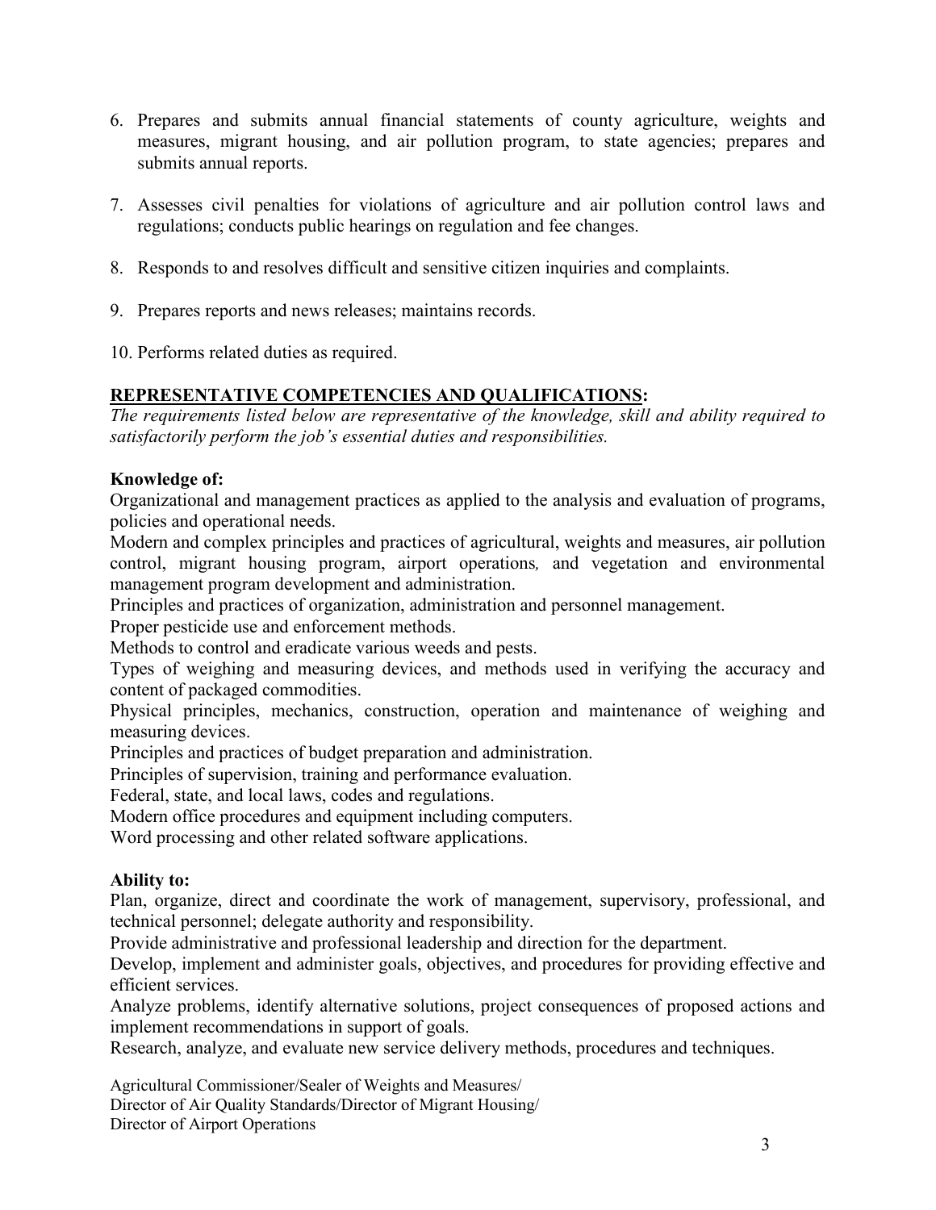6. Prepares and submits annual financial statements of county agriculture, weights and measures, migrant housing, and air pollution program, to state agencies; prepares and submits annual reports.

7. Assesses civil penalties for violations of agriculture and air pollution control laws and regulations; conducts public hearings on regulation and fee changes.

8. Responds to and resolves difficult and sensitive citizen inquiries and complaints.

9. Prepares reports and news releases; maintains records.

10. Performs related duties as required.

## REPRESENTATIVE COMPETENCIES AND QUALIFICATIONS:

*The requirements listed below are representative of the knowledge, skill and ability required to satisfactorily perform the job's essential duties and responsibilities.*

**Knowledge of:**

Organizational and management practices as applied to the analysis and evaluation of programs, policies and operational needs.

Modern and complex principles and practices of agricultural, weights and measures, air pollution control, migrant housing program, airport operations, and vegetation and environmental management program development and administration.

Principles and practices of organization, administration and personnel management.

Proper pesticide use and enforcement methods.

Methods to control and eradicate various weeds and pests.

Types of weighing and measuring devices, and methods used in verifying the accuracy and content of packaged commodities.

Physical principles, mechanics, construction, operation and maintenance of weighing and measuring devices.

Principles and practices of budget preparation and administration.

Principles of supervision, training and performance evaluation.

Federal, state, and local laws, codes and regulations.

Modern office procedures and equipment including computers.

Word processing and other related software applications.

**Ability to:**

Plan, organize, direct and coordinate the work of management, supervisory, professional, and technical personnel; delegate authority and responsibility.

Provide administrative and professional leadership and direction for the department.

Develop, implement and administer goals, objectives, and procedures for providing effective and efficient services.

Analyze problems, identify alternative solutions, project consequences of proposed actions and implement recommendations in support of goals.

Research, analyze, and evaluate new service delivery methods, procedures and techniques.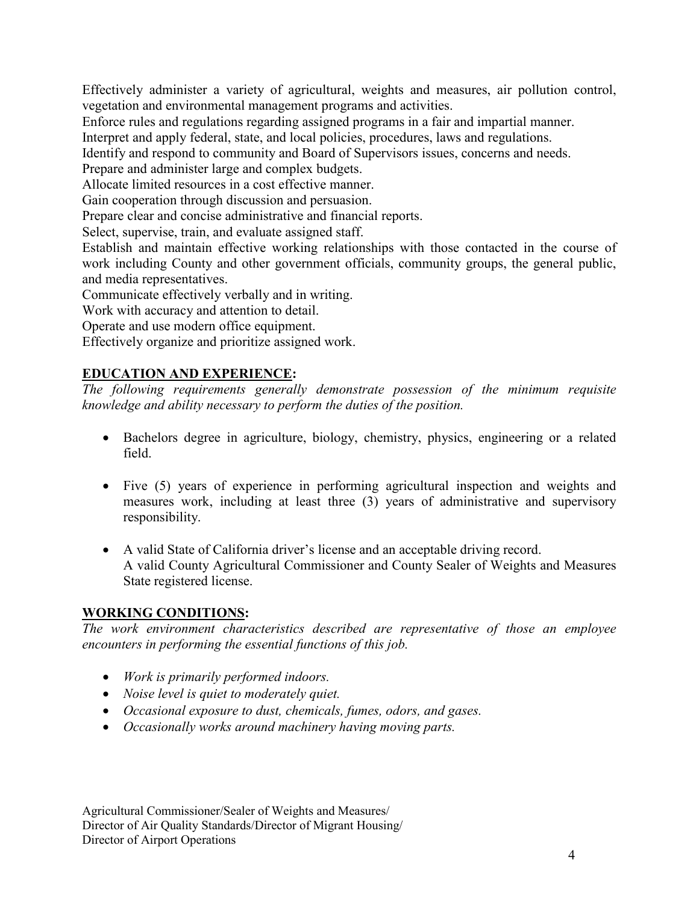Effectively administer a variety of agricultural, weights and measures, air pollution control, vegetation and environmental management programs and activities.

Enforce rules and regulations regarding assigned programs in a fair and impartial manner.

Interpret and apply federal, state, and local policies, procedures, laws and regulations.

Identify and respond to community and Board of Supervisors issues, concerns and needs.

Prepare and administer large and complex budgets.

Allocate limited resources in a cost effective manner.

Gain cooperation through discussion and persuasion.

Prepare clear and concise administrative and financial reports.

Select, supervise, train, and evaluate assigned staff.

Establish and maintain effective working relationships with those contacted in the course of work including County and other government officials, community groups, the general public, and media representatives.

Communicate effectively verbally and in writing.

Work with accuracy and attention to detail.

Operate and use modern office equipment.

Effectively organize and prioritize assigned work.

## EDUCATION AND EXPERIENCE:

*The following requirements generally demonstrate possession of the minimum requisite knowledge and ability necessary to perform the duties of the position.*

- Bachelors degree in agriculture, biology, chemistry, physics, engineering or a related field.

- Five (5) years of experience in performing agricultural inspection and weights and measures work, including at least three (3) years of administrative and supervisory responsibility.

- A valid State of California driver's license and an acceptable driving record.
  A valid County Agricultural Commissioner and County Sealer of Weights and Measures State registered license.

## WORKING CONDITIONS:

*The work environment characteristics described are representative of those an employee encounters in performing the essential functions of this job.*

- *Work is primarily performed indoors.*
- *Noise level is quiet to moderately quiet.*
- *Occasional exposure to dust, chemicals, fumes, odors, and gases.*
- *Occasionally works around machinery having moving parts.*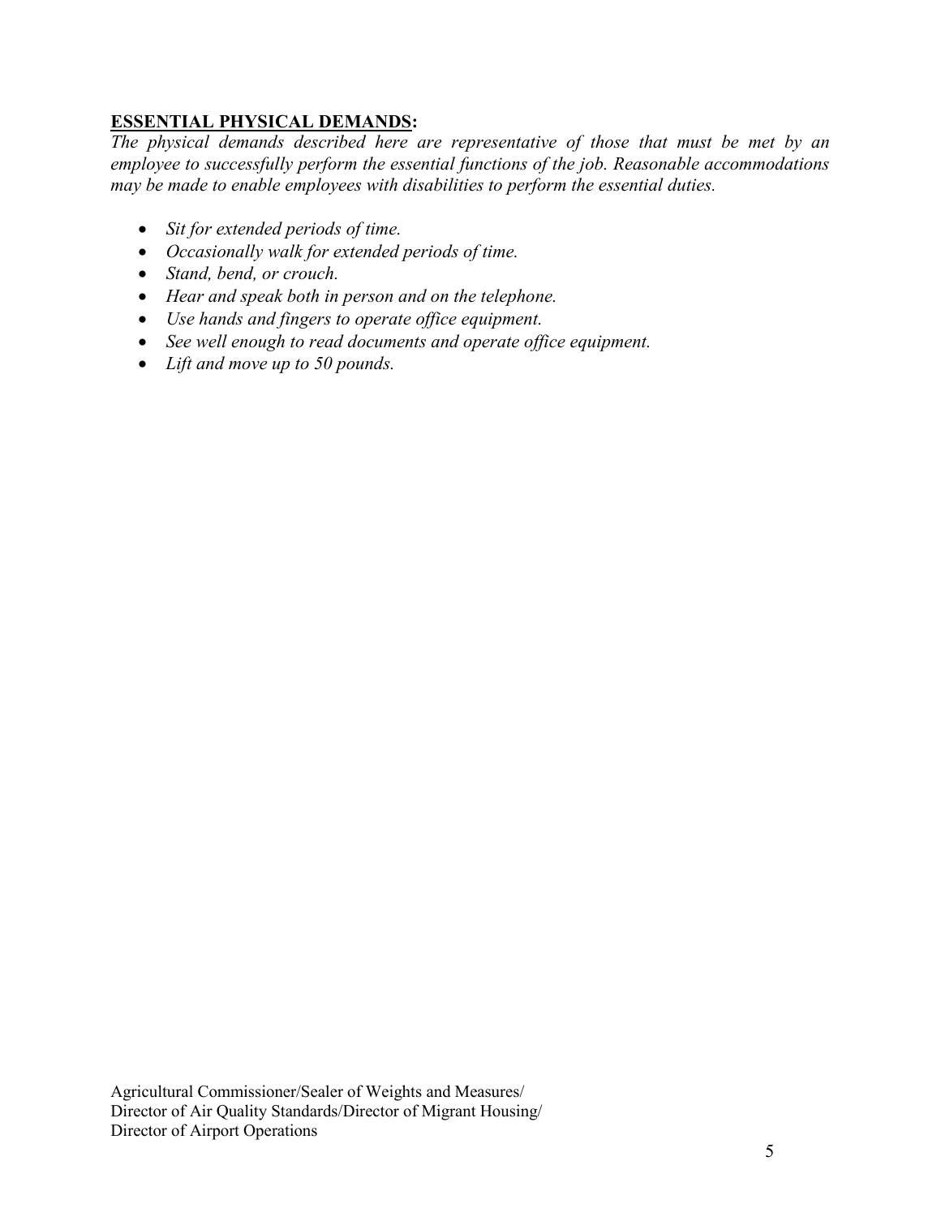**ESSENTIAL PHYSICAL DEMANDS:**

*The physical demands described here are representative of those that must be met by an employee to successfully perform the essential functions of the job. Reasonable accommodations may be made to enable employees with disabilities to perform the essential duties.*

- *Sit for extended periods of time.*
- *Occasionally walk for extended periods of time.*
- *Stand, bend, or crouch.*
- *Hear and speak both in person and on the telephone.*
- *Use hands and fingers to operate office equipment.*
- *See well enough to read documents and operate office equipment.*
- *Lift and move up to 50 pounds.*